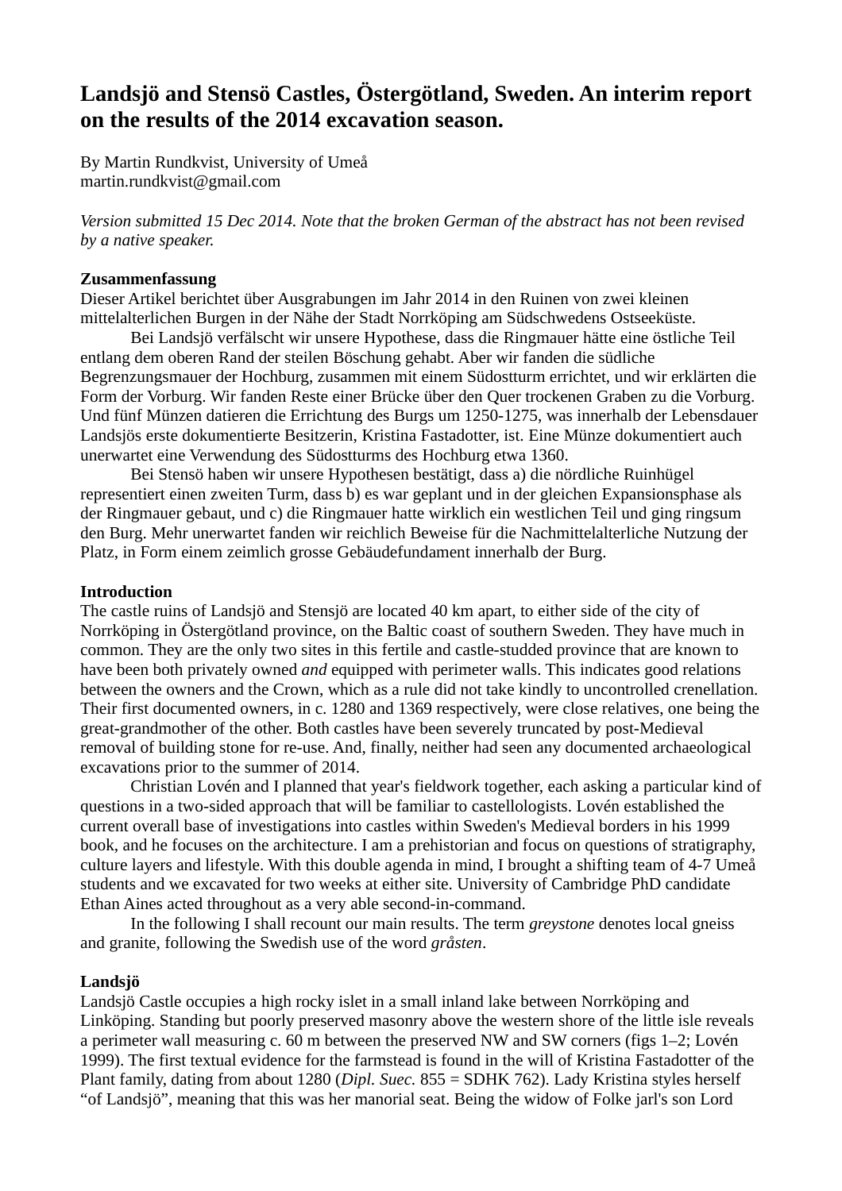# Landsjö and Stensö Castles, Östergötland, Sweden. An interim report on the results of the 2014 excavation season.

By Martin Rundkvist, University of Umeå
martin.rundkvist@gmail.com

*Version submitted 15 Dec 2014. Note that the broken German of the abstract has not been revised by a native speaker.*

**Zusammenfassung**

Dieser Artikel berichtet über Ausgrabungen im Jahr 2014 in den Ruinen von zwei kleinen mittelalterlichen Burgen in der Nähe der Stadt Norrköping am Südschwedens Ostseeküste.

Bei Landsjö verfälscht wir unsere Hypothese, dass die Ringmauer hätte eine östliche Teil entlang dem oberen Rand der steilen Böschung gehabt. Aber wir fanden die südliche Begrenzungsmauer der Hochburg, zusammen mit einem Südostturm errichtet, und wir erklärten die Form der Vorburg. Wir fanden Reste einer Brücke über den Quer trockenen Graben zu die Vorburg. Und fünf Münzen datieren die Errichtung des Burgs um 1250-1275, was innerhalb der Lebensdauer Landsjös erste dokumentierte Besitzerin, Kristina Fastadotter, ist. Eine Münze dokumentiert auch unerwartet eine Verwendung des Südostturms des Hochburg etwa 1360.

Bei Stensö haben wir unsere Hypothesen bestätigt, dass a) die nördliche Ruinhügel representiert einen zweiten Turm, dass b) es war geplant und in der gleichen Expansionsphase als der Ringmauer gebaut, und c) die Ringmauer hatte wirklich ein westlichen Teil und ging ringsum den Burg. Mehr unerwartet fanden wir reichlich Beweise für die Nachmittelalterliche Nutzung der Platz, in Form einem zeimlich grosse Gebäudefundament innerhalb der Burg.

**Introduction**

The castle ruins of Landsjö and Stensjö are located 40 km apart, to either side of the city of Norrköping in Östergötland province, on the Baltic coast of southern Sweden. They have much in common. They are the only two sites in this fertile and castle-studded province that are known to have been both privately owned *and* equipped with perimeter walls. This indicates good relations between the owners and the Crown, which as a rule did not take kindly to uncontrolled crenellation. Their first documented owners, in c. 1280 and 1369 respectively, were close relatives, one being the great-grandmother of the other. Both castles have been severely truncated by post-Medieval removal of building stone for re-use. And, finally, neither had seen any documented archaeological excavations prior to the summer of 2014.

Christian Lovén and I planned that year's fieldwork together, each asking a particular kind of questions in a two-sided approach that will be familiar to castellologists. Lovén established the current overall base of investigations into castles within Sweden's Medieval borders in his 1999 book, and he focuses on the architecture. I am a prehistorian and focus on questions of stratigraphy, culture layers and lifestyle. With this double agenda in mind, I brought a shifting team of 4-7 Umeå students and we excavated for two weeks at either site. University of Cambridge PhD candidate Ethan Aines acted throughout as a very able second-in-command.

In the following I shall recount our main results. The term *greystone* denotes local gneiss and granite, following the Swedish use of the word *gråsten*.

**Landsjö**

Landsjö Castle occupies a high rocky islet in a small inland lake between Norrköping and Linköping. Standing but poorly preserved masonry above the western shore of the little isle reveals a perimeter wall measuring c. 60 m between the preserved NW and SW corners (figs 1–2; Lovén 1999). The first textual evidence for the farmstead is found in the will of Kristina Fastadotter of the Plant family, dating from about 1280 (*Dipl. Suec.* 855 = SDHK 762). Lady Kristina styles herself "of Landsjö", meaning that this was her manorial seat. Being the widow of Folke jarl's son Lord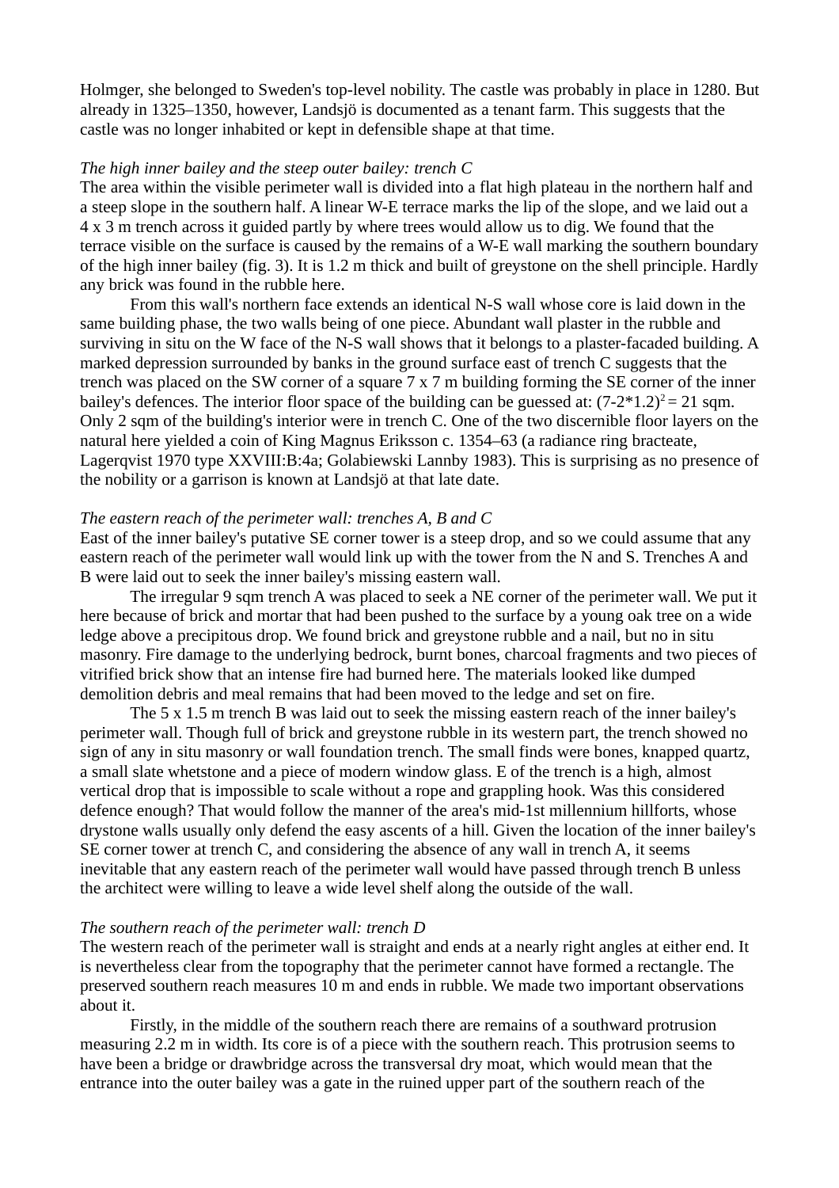Holmger, she belonged to Sweden's top-level nobility. The castle was probably in place in 1280. But already in 1325–1350, however, Landsjö is documented as a tenant farm. This suggests that the castle was no longer inhabited or kept in defensible shape at that time.

*The high inner bailey and the steep outer bailey: trench C*

The area within the visible perimeter wall is divided into a flat high plateau in the northern half and a steep slope in the southern half. A linear W-E terrace marks the lip of the slope, and we laid out a 4 x 3 m trench across it guided partly by where trees would allow us to dig. We found that the terrace visible on the surface is caused by the remains of a W-E wall marking the southern boundary of the high inner bailey (fig. 3). It is 1.2 m thick and built of greystone on the shell principle. Hardly any brick was found in the rubble here.

From this wall's northern face extends an identical N-S wall whose core is laid down in the same building phase, the two walls being of one piece. Abundant wall plaster in the rubble and surviving in situ on the W face of the N-S wall shows that it belongs to a plaster-facaded building. A marked depression surrounded by banks in the ground surface east of trench C suggests that the trench was placed on the SW corner of a square 7 x 7 m building forming the SE corner of the inner bailey's defences. The interior floor space of the building can be guessed at: $(7\text{-}2*1.2)^2 = 21$ sqm. Only 2 sqm of the building's interior were in trench C. One of the two discernible floor layers on the natural here yielded a coin of King Magnus Eriksson c. 1354–63 (a radiance ring bracteate, Lagerqvist 1970 type XXVIII:B:4a; Golabiewski Lannby 1983). This is surprising as no presence of the nobility or a garrison is known at Landsjö at that late date.

*The eastern reach of the perimeter wall: trenches A, B and C*

East of the inner bailey's putative SE corner tower is a steep drop, and so we could assume that any eastern reach of the perimeter wall would link up with the tower from the N and S. Trenches A and B were laid out to seek the inner bailey's missing eastern wall.

The irregular 9 sqm trench A was placed to seek a NE corner of the perimeter wall. We put it here because of brick and mortar that had been pushed to the surface by a young oak tree on a wide ledge above a precipitous drop. We found brick and greystone rubble and a nail, but no in situ masonry. Fire damage to the underlying bedrock, burnt bones, charcoal fragments and two pieces of vitrified brick show that an intense fire had burned here. The materials looked like dumped demolition debris and meal remains that had been moved to the ledge and set on fire.

The 5 x 1.5 m trench B was laid out to seek the missing eastern reach of the inner bailey's perimeter wall. Though full of brick and greystone rubble in its western part, the trench showed no sign of any in situ masonry or wall foundation trench. The small finds were bones, knapped quartz, a small slate whetstone and a piece of modern window glass. E of the trench is a high, almost vertical drop that is impossible to scale without a rope and grappling hook. Was this considered defence enough? That would follow the manner of the area's mid-1st millennium hillforts, whose drystone walls usually only defend the easy ascents of a hill. Given the location of the inner bailey's SE corner tower at trench C, and considering the absence of any wall in trench A, it seems inevitable that any eastern reach of the perimeter wall would have passed through trench B unless the architect were willing to leave a wide level shelf along the outside of the wall.

*The southern reach of the perimeter wall: trench D*

The western reach of the perimeter wall is straight and ends at a nearly right angles at either end. It is nevertheless clear from the topography that the perimeter cannot have formed a rectangle. The preserved southern reach measures 10 m and ends in rubble. We made two important observations about it.

Firstly, in the middle of the southern reach there are remains of a southward protrusion measuring 2.2 m in width. Its core is of a piece with the southern reach. This protrusion seems to have been a bridge or drawbridge across the transversal dry moat, which would mean that the entrance into the outer bailey was a gate in the ruined upper part of the southern reach of the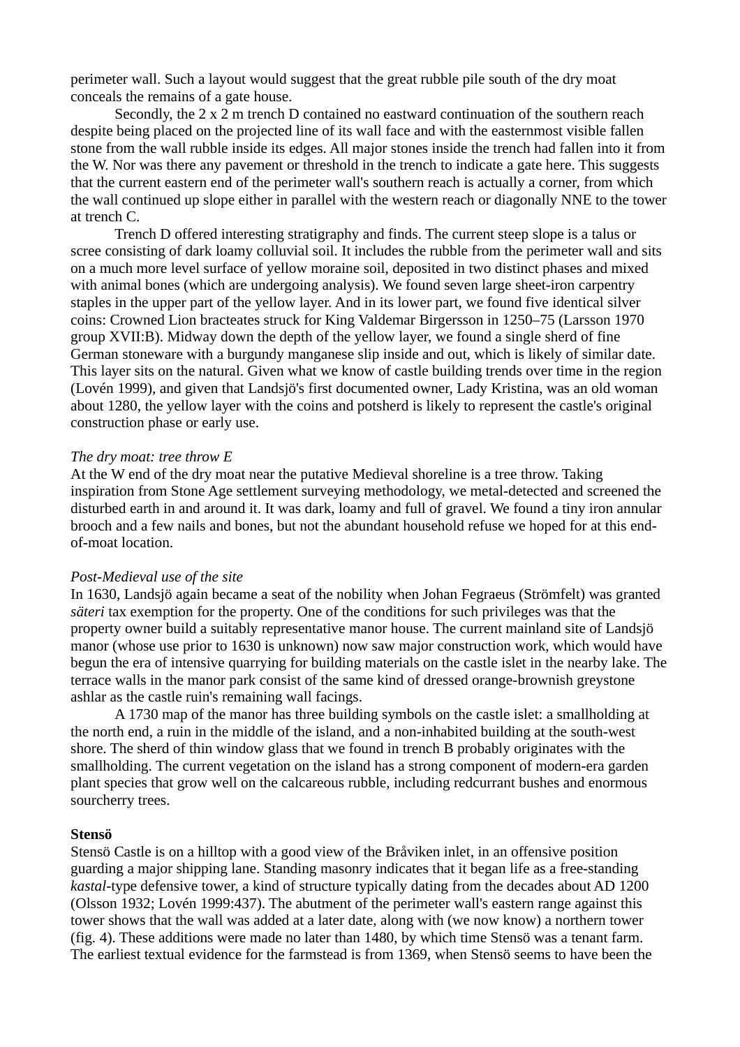perimeter wall. Such a layout would suggest that the great rubble pile south of the dry moat conceals the remains of a gate house.

Secondly, the 2 x 2 m trench D contained no eastward continuation of the southern reach despite being placed on the projected line of its wall face and with the easternmost visible fallen stone from the wall rubble inside its edges. All major stones inside the trench had fallen into it from the W. Nor was there any pavement or threshold in the trench to indicate a gate here. This suggests that the current eastern end of the perimeter wall's southern reach is actually a corner, from which the wall continued up slope either in parallel with the western reach or diagonally NNE to the tower at trench C.

Trench D offered interesting stratigraphy and finds. The current steep slope is a talus or scree consisting of dark loamy colluvial soil. It includes the rubble from the perimeter wall and sits on a much more level surface of yellow moraine soil, deposited in two distinct phases and mixed with animal bones (which are undergoing analysis). We found seven large sheet-iron carpentry staples in the upper part of the yellow layer. And in its lower part, we found five identical silver coins: Crowned Lion bracteates struck for King Valdemar Birgersson in 1250–75 (Larsson 1970 group XVII:B). Midway down the depth of the yellow layer, we found a single sherd of fine German stoneware with a burgundy manganese slip inside and out, which is likely of similar date. This layer sits on the natural. Given what we know of castle building trends over time in the region (Lovén 1999), and given that Landsjö's first documented owner, Lady Kristina, was an old woman about 1280, the yellow layer with the coins and potsherd is likely to represent the castle's original construction phase or early use.

*The dry moat: tree throw E*

At the W end of the dry moat near the putative Medieval shoreline is a tree throw. Taking inspiration from Stone Age settlement surveying methodology, we metal-detected and screened the disturbed earth in and around it. It was dark, loamy and full of gravel. We found a tiny iron annular brooch and a few nails and bones, but not the abundant household refuse we hoped for at this end-of-moat location.

*Post-Medieval use of the site*

In 1630, Landsjö again became a seat of the nobility when Johan Fegraeus (Strömfelt) was granted *säteri* tax exemption for the property. One of the conditions for such privileges was that the property owner build a suitably representative manor house. The current mainland site of Landsjö manor (whose use prior to 1630 is unknown) now saw major construction work, which would have begun the era of intensive quarrying for building materials on the castle islet in the nearby lake. The terrace walls in the manor park consist of the same kind of dressed orange-brownish greystone ashlar as the castle ruin's remaining wall facings.

A 1730 map of the manor has three building symbols on the castle islet: a smallholding at the north end, a ruin in the middle of the island, and a non-inhabited building at the south-west shore. The sherd of thin window glass that we found in trench B probably originates with the smallholding. The current vegetation on the island has a strong component of modern-era garden plant species that grow well on the calcareous rubble, including redcurrant bushes and enormous sourcherry trees.

**Stensö**

Stensö Castle is on a hilltop with a good view of the Bråviken inlet, in an offensive position guarding a major shipping lane. Standing masonry indicates that it began life as a free-standing *kastal*-type defensive tower, a kind of structure typically dating from the decades about AD 1200 (Olsson 1932; Lovén 1999:437). The abutment of the perimeter wall's eastern range against this tower shows that the wall was added at a later date, along with (we now know) a northern tower (fig. 4). These additions were made no later than 1480, by which time Stensö was a tenant farm. The earliest textual evidence for the farmstead is from 1369, when Stensö seems to have been the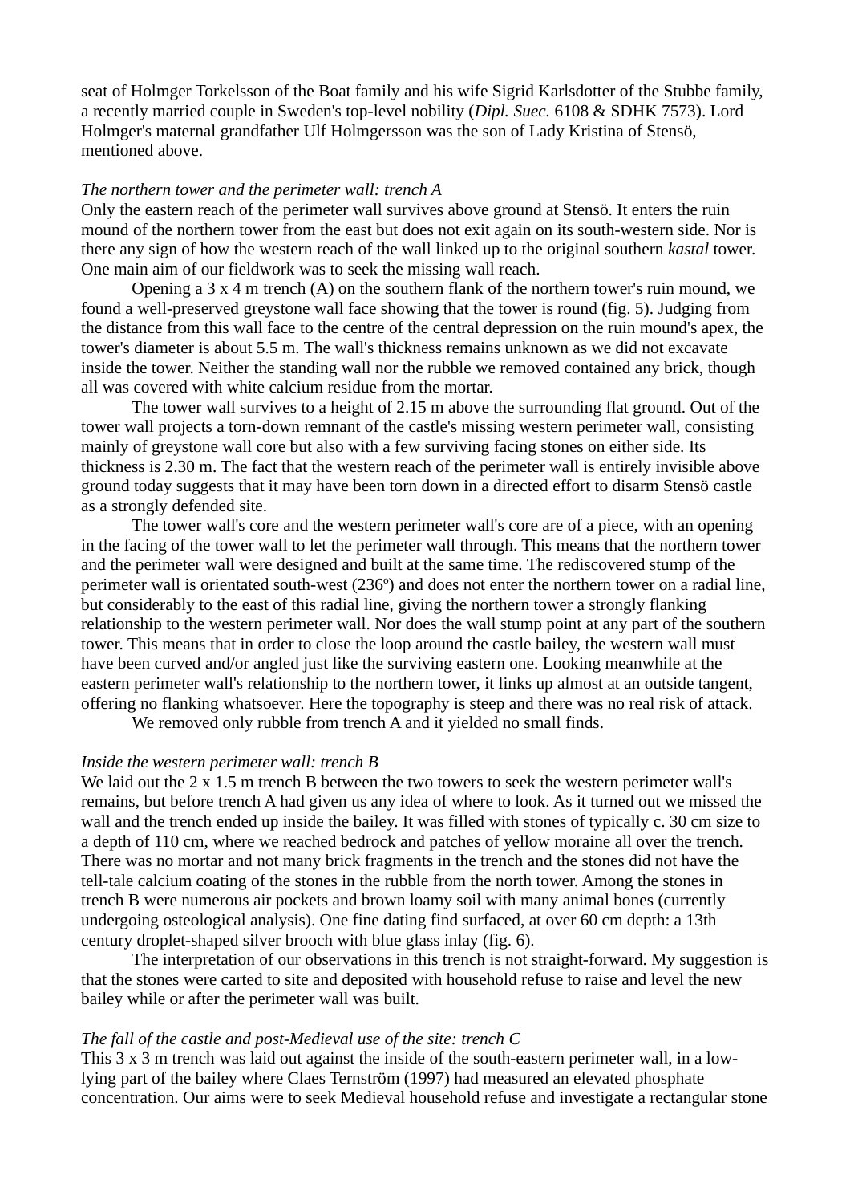seat of Holmger Torkelsson of the Boat family and his wife Sigrid Karlsdotter of the Stubbe family, a recently married couple in Sweden's top-level nobility (*Dipl. Suec.* 6108 & SDHK 7573). Lord Holmger's maternal grandfather Ulf Holmgersson was the son of Lady Kristina of Stensö, mentioned above.

*The northern tower and the perimeter wall: trench A*

Only the eastern reach of the perimeter wall survives above ground at Stensö. It enters the ruin mound of the northern tower from the east but does not exit again on its south-western side. Nor is there any sign of how the western reach of the wall linked up to the original southern *kastal* tower. One main aim of our fieldwork was to seek the missing wall reach.

Opening a 3 x 4 m trench (A) on the southern flank of the northern tower's ruin mound, we found a well-preserved greystone wall face showing that the tower is round (fig. 5). Judging from the distance from this wall face to the centre of the central depression on the ruin mound's apex, the tower's diameter is about 5.5 m. The wall's thickness remains unknown as we did not excavate inside the tower. Neither the standing wall nor the rubble we removed contained any brick, though all was covered with white calcium residue from the mortar.

The tower wall survives to a height of 2.15 m above the surrounding flat ground. Out of the tower wall projects a torn-down remnant of the castle's missing western perimeter wall, consisting mainly of greystone wall core but also with a few surviving facing stones on either side. Its thickness is 2.30 m. The fact that the western reach of the perimeter wall is entirely invisible above ground today suggests that it may have been torn down in a directed effort to disarm Stensö castle as a strongly defended site.

The tower wall's core and the western perimeter wall's core are of a piece, with an opening in the facing of the tower wall to let the perimeter wall through. This means that the northern tower and the perimeter wall were designed and built at the same time. The rediscovered stump of the perimeter wall is orientated south-west (236º) and does not enter the northern tower on a radial line, but considerably to the east of this radial line, giving the northern tower a strongly flanking relationship to the western perimeter wall. Nor does the wall stump point at any part of the southern tower. This means that in order to close the loop around the castle bailey, the western wall must have been curved and/or angled just like the surviving eastern one. Looking meanwhile at the eastern perimeter wall's relationship to the northern tower, it links up almost at an outside tangent, offering no flanking whatsoever. Here the topography is steep and there was no real risk of attack.

We removed only rubble from trench A and it yielded no small finds.

*Inside the western perimeter wall: trench B*

We laid out the 2 x 1.5 m trench B between the two towers to seek the western perimeter wall's remains, but before trench A had given us any idea of where to look. As it turned out we missed the wall and the trench ended up inside the bailey. It was filled with stones of typically c. 30 cm size to a depth of 110 cm, where we reached bedrock and patches of yellow moraine all over the trench. There was no mortar and not many brick fragments in the trench and the stones did not have the tell-tale calcium coating of the stones in the rubble from the north tower. Among the stones in trench B were numerous air pockets and brown loamy soil with many animal bones (currently undergoing osteological analysis). One fine dating find surfaced, at over 60 cm depth: a 13th century droplet-shaped silver brooch with blue glass inlay (fig. 6).

The interpretation of our observations in this trench is not straight-forward. My suggestion is that the stones were carted to site and deposited with household refuse to raise and level the new bailey while or after the perimeter wall was built.

*The fall of the castle and post-Medieval use of the site: trench C*

This 3 x 3 m trench was laid out against the inside of the south-eastern perimeter wall, in a low-lying part of the bailey where Claes Ternström (1997) had measured an elevated phosphate concentration. Our aims were to seek Medieval household refuse and investigate a rectangular stone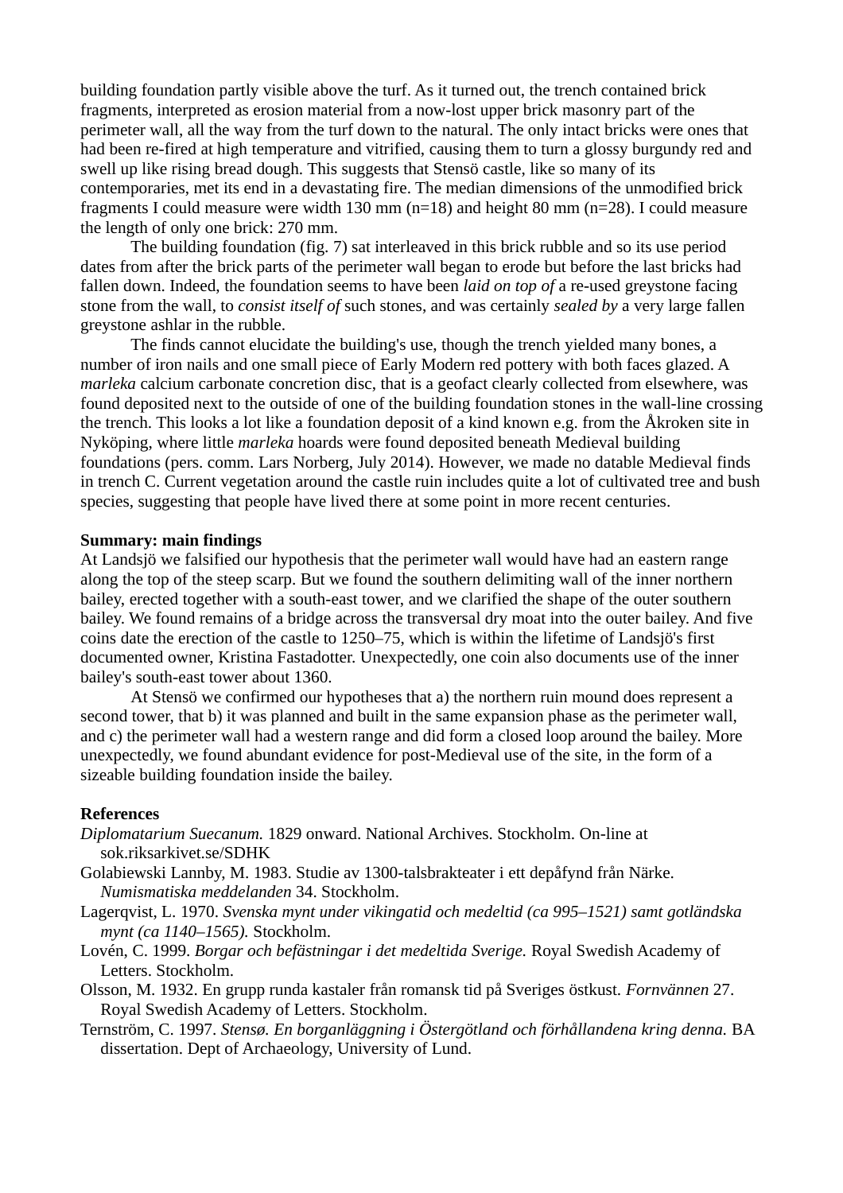building foundation partly visible above the turf. As it turned out, the trench contained brick fragments, interpreted as erosion material from a now-lost upper brick masonry part of the perimeter wall, all the way from the turf down to the natural. The only intact bricks were ones that had been re-fired at high temperature and vitrified, causing them to turn a glossy burgundy red and swell up like rising bread dough. This suggests that Stensö castle, like so many of its contemporaries, met its end in a devastating fire. The median dimensions of the unmodified brick fragments I could measure were width 130 mm (n=18) and height 80 mm (n=28). I could measure the length of only one brick: 270 mm.

The building foundation (fig. 7) sat interleaved in this brick rubble and so its use period dates from after the brick parts of the perimeter wall began to erode but before the last bricks had fallen down. Indeed, the foundation seems to have been *laid on top of* a re-used greystone facing stone from the wall, to *consist itself of* such stones, and was certainly *sealed by* a very large fallen greystone ashlar in the rubble.

The finds cannot elucidate the building's use, though the trench yielded many bones, a number of iron nails and one small piece of Early Modern red pottery with both faces glazed. A *marleka* calcium carbonate concretion disc, that is a geofact clearly collected from elsewhere, was found deposited next to the outside of one of the building foundation stones in the wall-line crossing the trench. This looks a lot like a foundation deposit of a kind known e.g. from the Åkroken site in Nyköping, where little *marleka* hoards were found deposited beneath Medieval building foundations (pers. comm. Lars Norberg, July 2014). However, we made no datable Medieval finds in trench C. Current vegetation around the castle ruin includes quite a lot of cultivated tree and bush species, suggesting that people have lived there at some point in more recent centuries.

**Summary: main findings**

At Landsjö we falsified our hypothesis that the perimeter wall would have had an eastern range along the top of the steep scarp. But we found the southern delimiting wall of the inner northern bailey, erected together with a south-east tower, and we clarified the shape of the outer southern bailey. We found remains of a bridge across the transversal dry moat into the outer bailey. And five coins date the erection of the castle to 1250–75, which is within the lifetime of Landsjö's first documented owner, Kristina Fastadotter. Unexpectedly, one coin also documents use of the inner bailey's south-east tower about 1360.

At Stensö we confirmed our hypotheses that a) the northern ruin mound does represent a second tower, that b) it was planned and built in the same expansion phase as the perimeter wall, and c) the perimeter wall had a western range and did form a closed loop around the bailey. More unexpectedly, we found abundant evidence for post-Medieval use of the site, in the form of a sizeable building foundation inside the bailey.

**References**

*Diplomatarium Suecanum.* 1829 onward. National Archives. Stockholm. On-line at sok.riksarkivet.se/SDHK

Golabiewski Lannby, M. 1983. Studie av 1300-talsbrakteater i ett depåfynd från Närke. *Numismatiska meddelanden* 34. Stockholm.

Lagerqvist, L. 1970. *Svenska mynt under vikingatid och medeltid (ca 995–1521) samt gotländska mynt (ca 1140–1565).* Stockholm.

Lovén, C. 1999. *Borgar och befästningar i det medeltida Sverige.* Royal Swedish Academy of Letters. Stockholm.

Olsson, M. 1932. En grupp runda kastaler från romansk tid på Sveriges östkust. *Fornvännen* 27. Royal Swedish Academy of Letters. Stockholm.

Ternström, C. 1997. *Stensø. En borganläggning i Östergötland och förhållandena kring denna.* BA dissertation. Dept of Archaeology, University of Lund.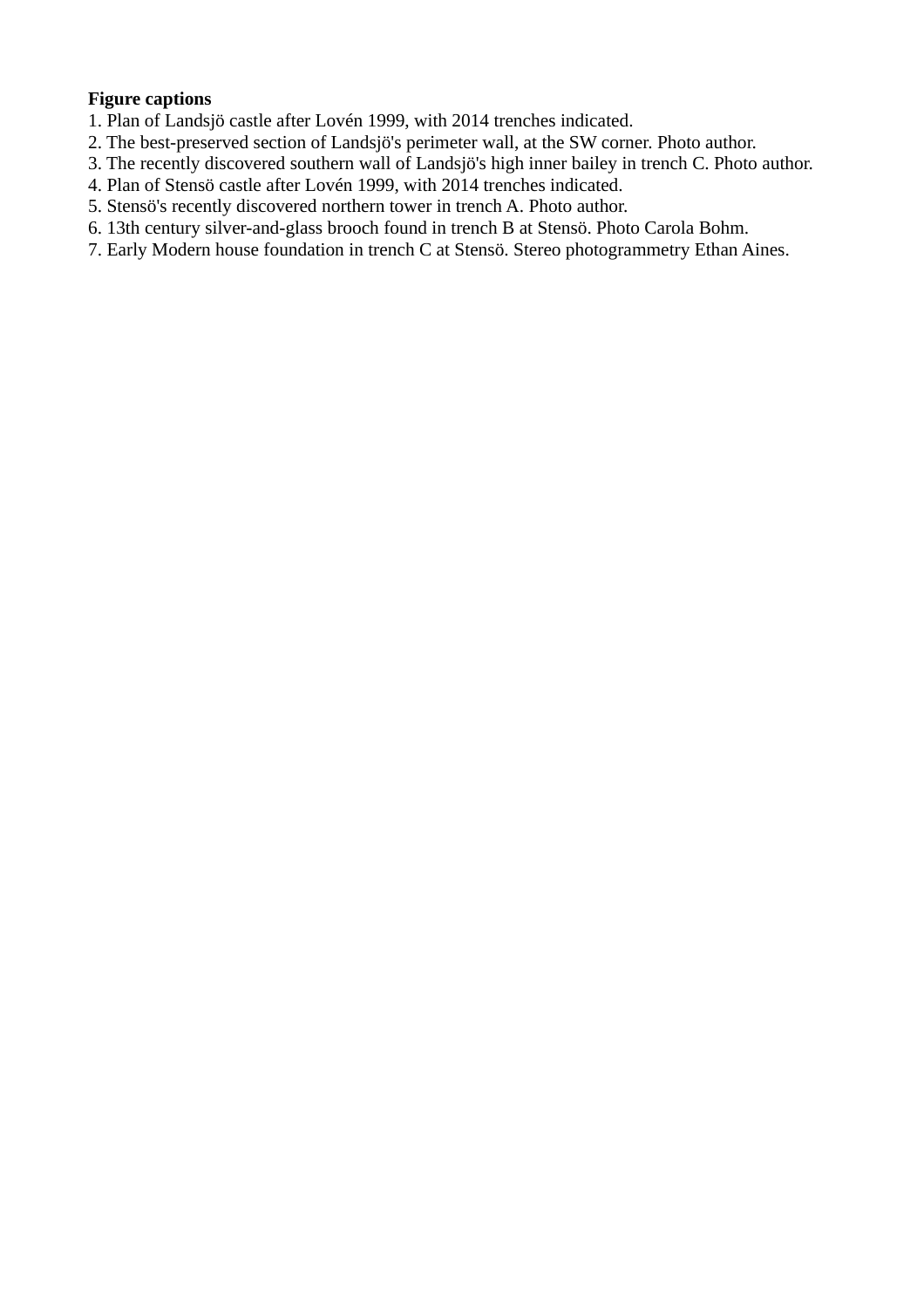**Figure captions**

1. Plan of Landsjö castle after Lovén 1999, with 2014 trenches indicated.
2. The best-preserved section of Landsjö's perimeter wall, at the SW corner. Photo author.
3. The recently discovered southern wall of Landsjö's high inner bailey in trench C. Photo author.
4. Plan of Stensö castle after Lovén 1999, with 2014 trenches indicated.
5. Stensö's recently discovered northern tower in trench A. Photo author.
6. 13th century silver-and-glass brooch found in trench B at Stensö. Photo Carola Bohm.
7. Early Modern house foundation in trench C at Stensö. Stereo photogrammetry Ethan Aines.